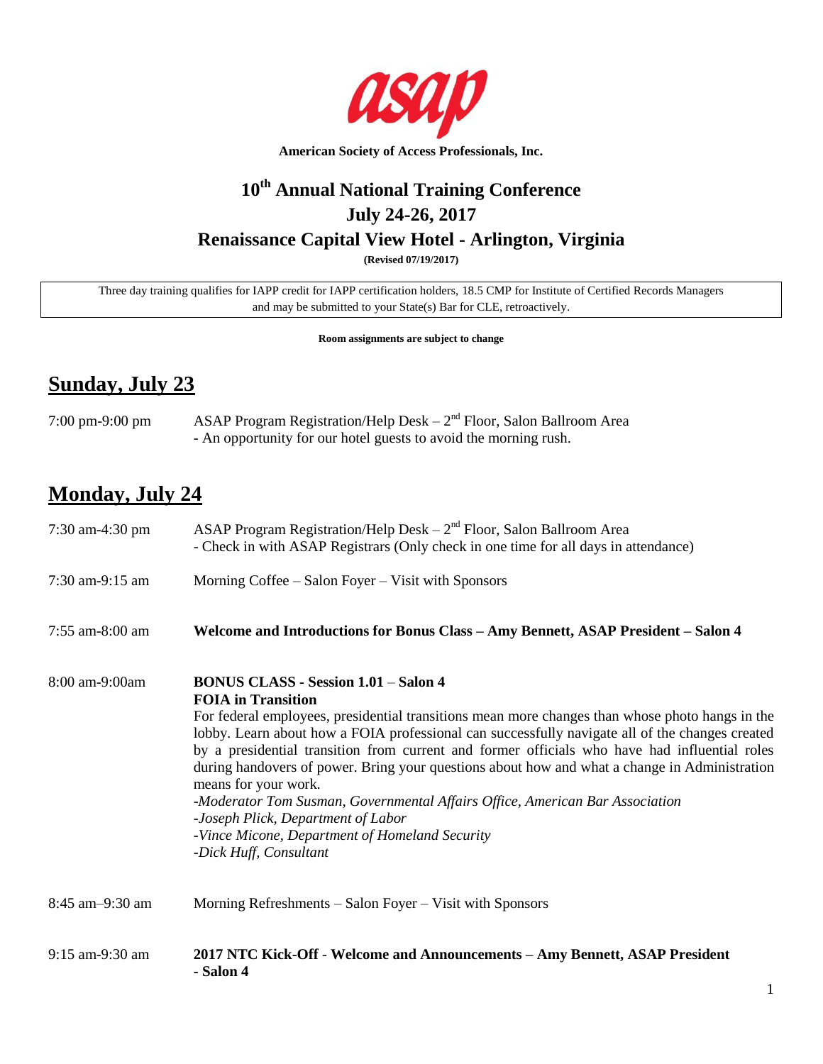asap

**American Society of Access Professionals, Inc.**

# 10th Annual National Training Conference
# July 24-26, 2017
# Renaissance Capital View Hotel - Arlington, Virginia

**(Revised 07/19/2017)**

Three day training qualifies for IAPP credit for IAPP certification holders, 18.5 CMP for Institute of Certified Records Managers and may be submitted to your State(s) Bar for CLE, retroactively.

**Room assignments are subject to change**

## Sunday, July 23

7:00 pm-9:00 pm — ASAP Program Registration/Help Desk – 2nd Floor, Salon Ballroom Area
- An opportunity for our hotel guests to avoid the morning rush.

## Monday, July 24

7:30 am-4:30 pm — ASAP Program Registration/Help Desk – 2nd Floor, Salon Ballroom Area
- Check in with ASAP Registrars (Only check in one time for all days in attendance)

7:30 am-9:15 am — Morning Coffee – Salon Foyer – Visit with Sponsors

7:55 am-8:00 am — **Welcome and Introductions for Bonus Class – Amy Bennett, ASAP President – Salon 4**

8:00 am-9:00am — **BONUS CLASS - Session 1.01** – **Salon 4**
**FOIA in Transition**
For federal employees, presidential transitions mean more changes than whose photo hangs in the lobby. Learn about how a FOIA professional can successfully navigate all of the changes created by a presidential transition from current and former officials who have had influential roles during handovers of power. Bring your questions about how and what a change in Administration means for your work.
*-Moderator Tom Susman, Governmental Affairs Office, American Bar Association*
*-Joseph Plick, Department of Labor*
*-Vince Micone, Department of Homeland Security*
*-Dick Huff, Consultant*

8:45 am–9:30 am — Morning Refreshments – Salon Foyer – Visit with Sponsors

9:15 am-9:30 am — **2017 NTC Kick-Off - Welcome and Announcements – Amy Bennett, ASAP President - Salon 4**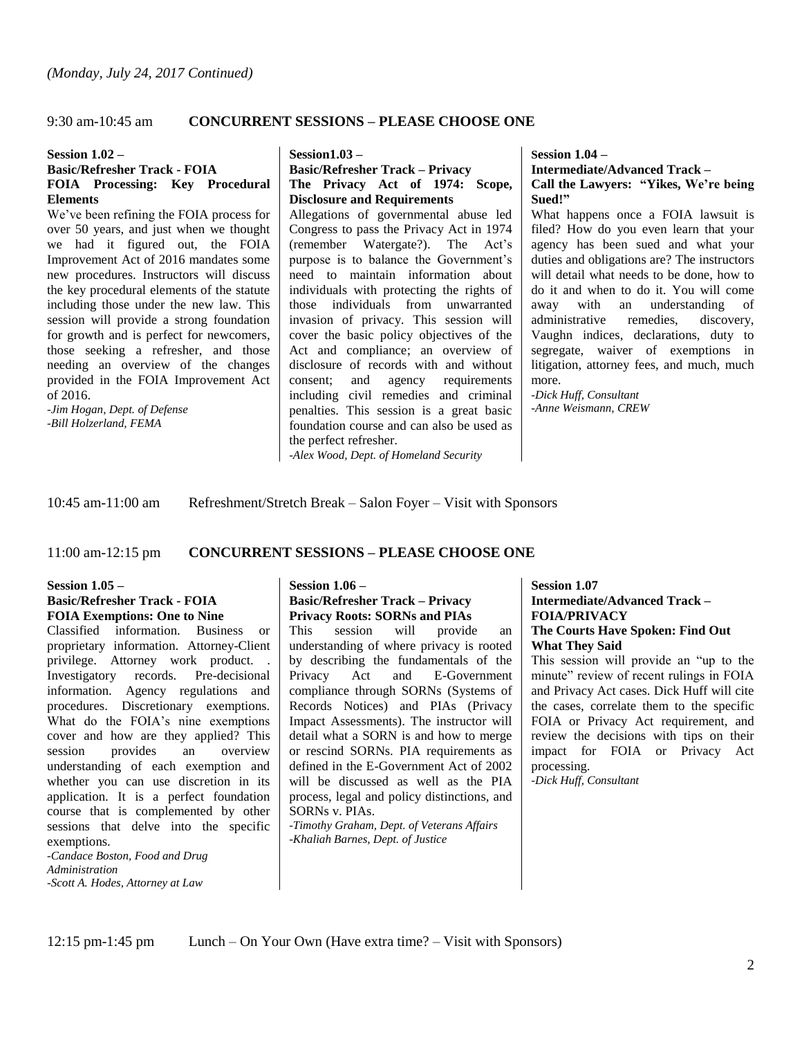*(Monday, July 24, 2017 Continued)*

## 9:30 am-10:45 am CONCURRENT SESSIONS – PLEASE CHOOSE ONE

**Session 1.02 –**
**Basic/Refresher Track - FOIA**
**FOIA Processing: Key Procedural Elements**

We've been refining the FOIA process for over 50 years, and just when we thought we had it figured out, the FOIA Improvement Act of 2016 mandates some new procedures. Instructors will discuss the key procedural elements of the statute including those under the new law. This session will provide a strong foundation for growth and is perfect for newcomers, those seeking a refresher, and those needing an overview of the changes provided in the FOIA Improvement Act of 2016.

*-Jim Hogan, Dept. of Defense*
*-Bill Holzerland, FEMA*

**Session1.03 –**
**Basic/Refresher Track – Privacy**
**The Privacy Act of 1974: Scope, Disclosure and Requirements**

Allegations of governmental abuse led Congress to pass the Privacy Act in 1974 (remember Watergate?). The Act's purpose is to balance the Government's need to maintain information about individuals with protecting the rights of those individuals from unwarranted invasion of privacy. This session will cover the basic policy objectives of the Act and compliance; an overview of disclosure of records with and without consent; and agency requirements including civil remedies and criminal penalties. This session is a great basic foundation course and can also be used as the perfect refresher.

*-Alex Wood, Dept. of Homeland Security*

**Session 1.04 –**
**Intermediate/Advanced Track –**
**Call the Lawyers: "Yikes, We're being Sued!"**

What happens once a FOIA lawsuit is filed? How do you even learn that your agency has been sued and what your duties and obligations are? The instructors will detail what needs to be done, how to do it and when to do it. You will come away with an understanding of administrative remedies, discovery, Vaughn indices, declarations, duty to segregate, waiver of exemptions in litigation, attorney fees, and much, much more.

*-Dick Huff, Consultant*
*-Anne Weismann, CREW*

10:45 am-11:00 am Refreshment/Stretch Break – Salon Foyer – Visit with Sponsors

## 11:00 am-12:15 pm CONCURRENT SESSIONS – PLEASE CHOOSE ONE

**Session 1.05 –**
**Basic/Refresher Track - FOIA**
**FOIA Exemptions: One to Nine**

Classified information. Business or proprietary information. Attorney-Client privilege. Attorney work product. . Investigatory records. Pre-decisional information. Agency regulations and procedures. Discretionary exemptions. What do the FOIA's nine exemptions cover and how are they applied? This session provides an overview understanding of each exemption and whether you can use discretion in its application. It is a perfect foundation course that is complemented by other sessions that delve into the specific exemptions.

*-Candace Boston, Food and Drug Administration*
*-Scott A. Hodes, Attorney at Law*

**Session 1.06 –**
**Basic/Refresher Track – Privacy**
**Privacy Roots: SORNs and PIAs**

This session will provide an understanding of where privacy is rooted by describing the fundamentals of the Privacy Act and E-Government compliance through SORNs (Systems of Records Notices) and PIAs (Privacy Impact Assessments). The instructor will detail what a SORN is and how to merge or rescind SORNs. PIA requirements as defined in the E-Government Act of 2002 will be discussed as well as the PIA process, legal and policy distinctions, and SORNs v. PIAs.

*-Timothy Graham, Dept. of Veterans Affairs*
*-Khaliah Barnes, Dept. of Justice*

**Session 1.07**
**Intermediate/Advanced Track –**
**FOIA/PRIVACY**
**The Courts Have Spoken: Find Out What They Said**

This session will provide an "up to the minute" review of recent rulings in FOIA and Privacy Act cases. Dick Huff will cite the cases, correlate them to the specific FOIA or Privacy Act requirement, and review the decisions with tips on their impact for FOIA or Privacy Act processing.

*-Dick Huff, Consultant*

12:15 pm-1:45 pm Lunch – On Your Own (Have extra time? – Visit with Sponsors)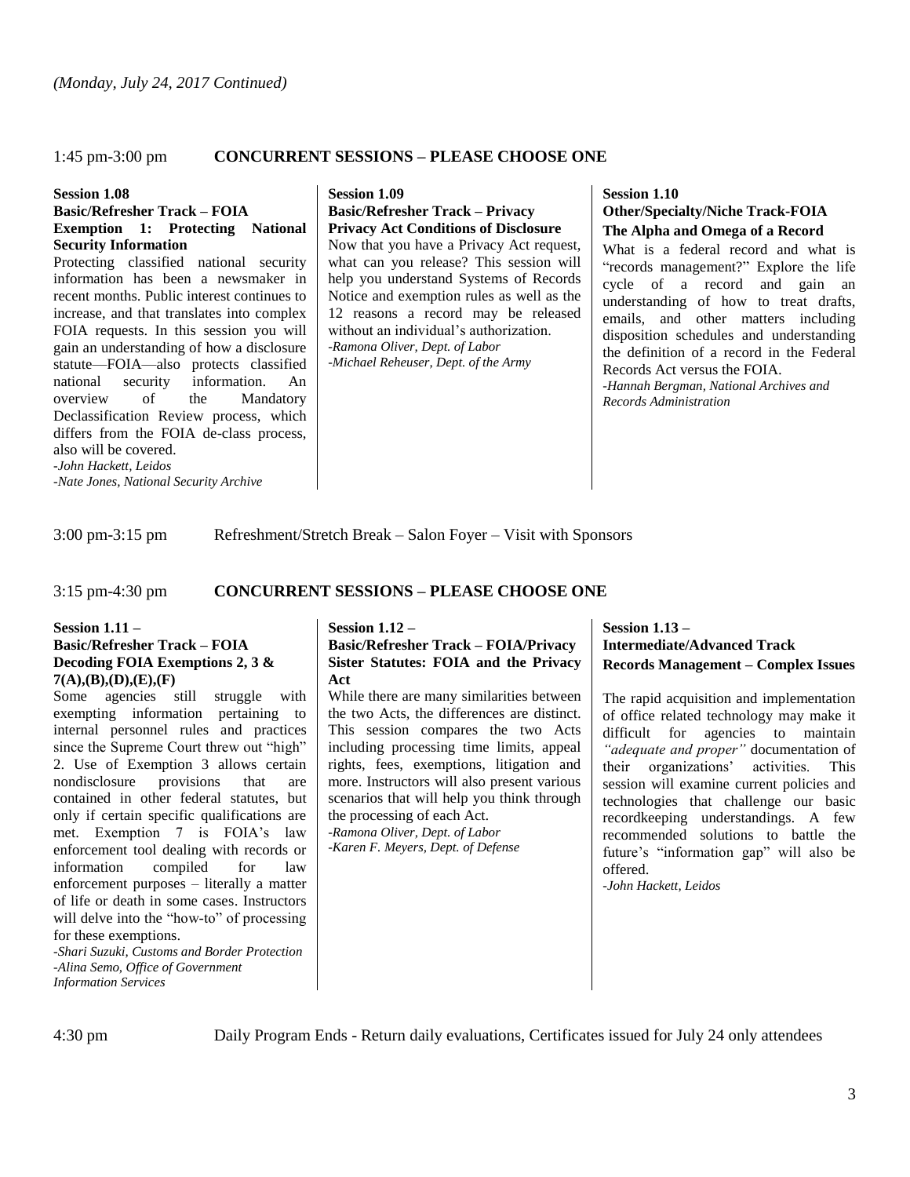*(Monday, July 24, 2017 Continued)*

## 1:45 pm-3:00 pm **CONCURRENT SESSIONS – PLEASE CHOOSE ONE**

**Session 1.08**
**Basic/Refresher Track – FOIA**
**Exemption 1: Protecting National Security Information**

Protecting classified national security information has been a newsmaker in recent months. Public interest continues to increase, and that translates into complex FOIA requests. In this session you will gain an understanding of how a disclosure statute—FOIA—also protects classified national security information. An overview of the Mandatory Declassification Review process, which differs from the FOIA de-class process, also will be covered.

*-John Hackett, Leidos*
*-Nate Jones, National Security Archive*

**Session 1.09**
**Basic/Refresher Track – Privacy**
**Privacy Act Conditions of Disclosure**

Now that you have a Privacy Act request, what can you release? This session will help you understand Systems of Records Notice and exemption rules as well as the 12 reasons a record may be released without an individual's authorization.

*-Ramona Oliver, Dept. of Labor*
*-Michael Reheuser, Dept. of the Army*

**Session 1.10**
**Other/Specialty/Niche Track-FOIA**
**The Alpha and Omega of a Record**

What is a federal record and what is "records management?" Explore the life cycle of a record and gain an understanding of how to treat drafts, emails, and other matters including disposition schedules and understanding the definition of a record in the Federal Records Act versus the FOIA.

*-Hannah Bergman, National Archives and Records Administration*

3:00 pm-3:15 pm Refreshment/Stretch Break – Salon Foyer – Visit with Sponsors

## 3:15 pm-4:30 pm **CONCURRENT SESSIONS – PLEASE CHOOSE ONE**

**Session 1.11 –**
**Basic/Refresher Track – FOIA**
**Decoding FOIA Exemptions 2, 3 & 7(A),(B),(D),(E),(F)**

Some agencies still struggle with exempting information pertaining to internal personnel rules and practices since the Supreme Court threw out "high" 2. Use of Exemption 3 allows certain nondisclosure provisions that are contained in other federal statutes, but only if certain specific qualifications are met. Exemption 7 is FOIA's law enforcement tool dealing with records or information compiled for law enforcement purposes – literally a matter of life or death in some cases. Instructors will delve into the "how-to" of processing for these exemptions.

*-Shari Suzuki, Customs and Border Protection*
*-Alina Semo, Office of Government Information Services*

**Session 1.12 –**
**Basic/Refresher Track – FOIA/Privacy**
**Sister Statutes: FOIA and the Privacy Act**

While there are many similarities between the two Acts, the differences are distinct. This session compares the two Acts including processing time limits, appeal rights, fees, exemptions, litigation and more. Instructors will also present various scenarios that will help you think through the processing of each Act.

*-Ramona Oliver, Dept. of Labor*
*-Karen F. Meyers, Dept. of Defense*

**Session 1.13 –**
**Intermediate/Advanced Track**
**Records Management – Complex Issues**

The rapid acquisition and implementation of office related technology may make it difficult for agencies to maintain *"adequate and proper"* documentation of their organizations' activities. This session will examine current policies and technologies that challenge our basic recordkeeping understandings. A few recommended solutions to battle the future's "information gap" will also be offered.

*-John Hackett, Leidos*

4:30 pm Daily Program Ends - Return daily evaluations, Certificates issued for July 24 only attendees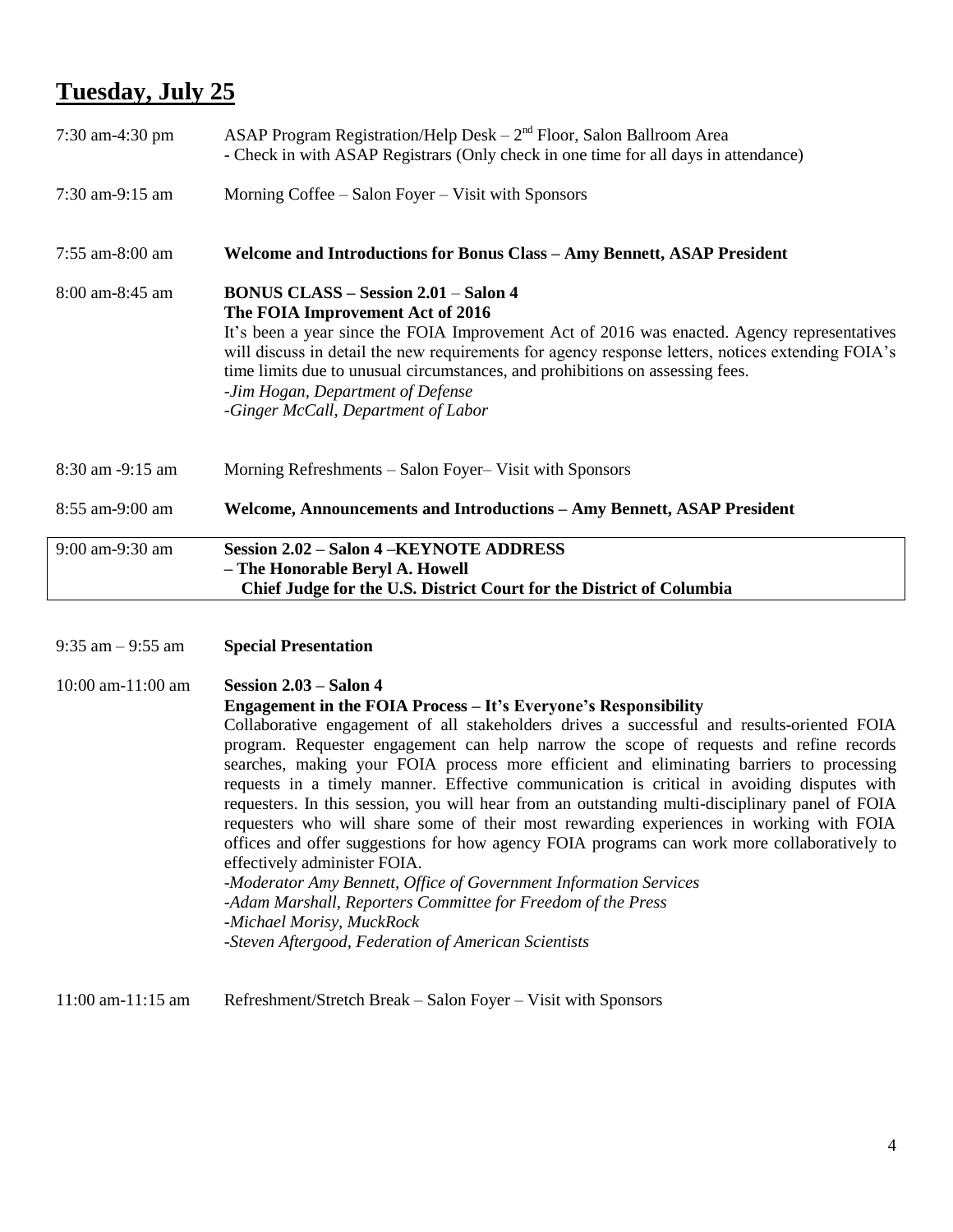## Tuesday, July 25

| | |
|---|---|
| 7:30 am-4:30 pm | ASAP Program Registration/Help Desk – 2nd Floor, Salon Ballroom Area<br>- Check in with ASAP Registrars (Only check in one time for all days in attendance) |
| 7:30 am-9:15 am | Morning Coffee – Salon Foyer – Visit with Sponsors |
| 7:55 am-8:00 am | **Welcome and Introductions for Bonus Class – Amy Bennett, ASAP President** |
| 8:00 am-8:45 am | **BONUS CLASS – Session 2.01 – Salon 4**<br>**The FOIA Improvement Act of 2016**<br>It's been a year since the FOIA Improvement Act of 2016 was enacted. Agency representatives will discuss in detail the new requirements for agency response letters, notices extending FOIA's time limits due to unusual circumstances, and prohibitions on assessing fees.<br>*-Jim Hogan, Department of Defense*<br>*-Ginger McCall, Department of Labor* |
| 8:30 am -9:15 am | Morning Refreshments – Salon Foyer– Visit with Sponsors |
| 8:55 am-9:00 am | **Welcome, Announcements and Introductions – Amy Bennett, ASAP President** |
| 9:00 am-9:30 am | **Session 2.02 – Salon 4 –KEYNOTE ADDRESS**<br>**– The Honorable Beryl A. Howell**<br>**Chief Judge for the U.S. District Court for the District of Columbia** |
| 9:35 am – 9:55 am | **Special Presentation** |
| 10:00 am-11:00 am | **Session 2.03 – Salon 4**<br>**Engagement in the FOIA Process – It's Everyone's Responsibility**<br>Collaborative engagement of all stakeholders drives a successful and results-oriented FOIA program. Requester engagement can help narrow the scope of requests and refine records searches, making your FOIA process more efficient and eliminating barriers to processing requests in a timely manner. Effective communication is critical in avoiding disputes with requesters. In this session, you will hear from an outstanding multi-disciplinary panel of FOIA requesters who will share some of their most rewarding experiences in working with FOIA offices and offer suggestions for how agency FOIA programs can work more collaboratively to effectively administer FOIA.<br>*-Moderator Amy Bennett, Office of Government Information Services*<br>*-Adam Marshall, Reporters Committee for Freedom of the Press*<br>*-Michael Morisy, MuckRock*<br>*-Steven Aftergood, Federation of American Scientists* |
| 11:00 am-11:15 am | Refreshment/Stretch Break – Salon Foyer – Visit with Sponsors |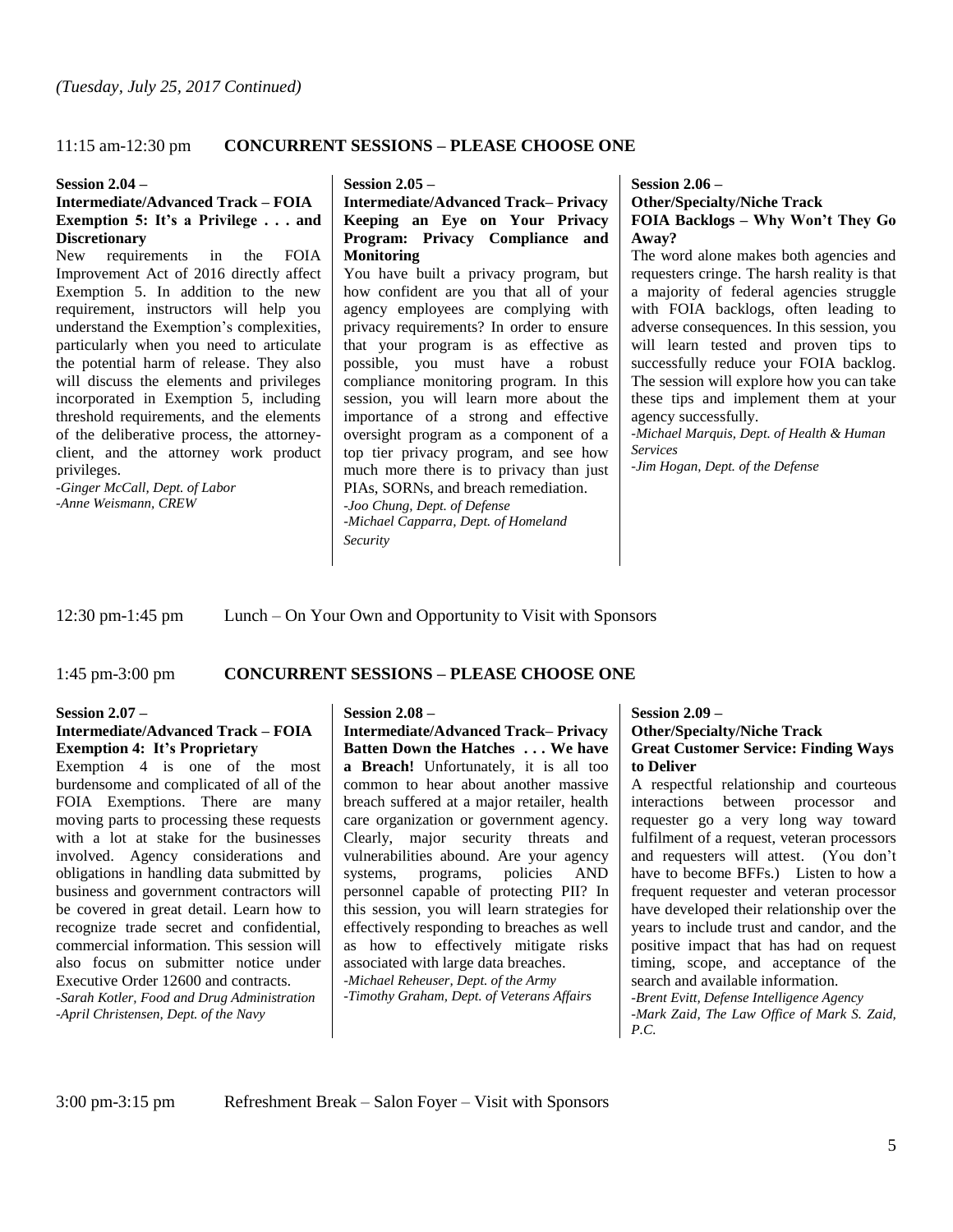*(Tuesday, July 25, 2017 Continued)*

11:15 am-12:30 pm **CONCURRENT SESSIONS – PLEASE CHOOSE ONE**

**Session 2.04 –**
**Intermediate/Advanced Track – FOIA Exemption 5: It's a Privilege . . . and Discretionary**

New requirements in the FOIA Improvement Act of 2016 directly affect Exemption 5. In addition to the new requirement, instructors will help you understand the Exemption's complexities, particularly when you need to articulate the potential harm of release. They also will discuss the elements and privileges incorporated in Exemption 5, including threshold requirements, and the elements of the deliberative process, the attorney-client, and the attorney work product privileges.

*-Ginger McCall, Dept. of Labor*
*-Anne Weismann, CREW*

**Session 2.05 –**
**Intermediate/Advanced Track– Privacy Keeping an Eye on Your Privacy Program: Privacy Compliance and Monitoring**

You have built a privacy program, but how confident are you that all of your agency employees are complying with privacy requirements? In order to ensure that your program is as effective as possible, you must have a robust compliance monitoring program. In this session, you will learn more about the importance of a strong and effective oversight program as a component of a top tier privacy program, and see how much more there is to privacy than just PIAs, SORNs, and breach remediation.

*-Joo Chung, Dept. of Defense*
*-Michael Capparra, Dept. of Homeland Security*

**Session 2.06 –**
**Other/Specialty/Niche Track**
**FOIA Backlogs – Why Won't They Go Away?**

The word alone makes both agencies and requesters cringe. The harsh reality is that a majority of federal agencies struggle with FOIA backlogs, often leading to adverse consequences. In this session, you will learn tested and proven tips to successfully reduce your FOIA backlog. The session will explore how you can take these tips and implement them at your agency successfully.

*-Michael Marquis, Dept. of Health & Human Services*
*-Jim Hogan, Dept. of the Defense*

12:30 pm-1:45 pm Lunch – On Your Own and Opportunity to Visit with Sponsors

1:45 pm-3:00 pm **CONCURRENT SESSIONS – PLEASE CHOOSE ONE**

**Session 2.07 –**
**Intermediate/Advanced Track – FOIA Exemption 4: It's Proprietary**

Exemption 4 is one of the most burdensome and complicated of all of the FOIA Exemptions. There are many moving parts to processing these requests with a lot at stake for the businesses involved. Agency considerations and obligations in handling data submitted by business and government contractors will be covered in great detail. Learn how to recognize trade secret and confidential, commercial information. This session will also focus on submitter notice under Executive Order 12600 and contracts.

*-Sarah Kotler, Food and Drug Administration*
*-April Christensen, Dept. of the Navy*

**Session 2.08 –**
**Intermediate/Advanced Track– Privacy Batten Down the Hatches . . . We have a Breach!** Unfortunately, it is all too common to hear about another massive breach suffered at a major retailer, health care organization or government agency. Clearly, major security threats and vulnerabilities abound. Are your agency systems, programs, policies AND personnel capable of protecting PII? In this session, you will learn strategies for effectively responding to breaches as well as how to effectively mitigate risks associated with large data breaches.

*-Michael Reheuser, Dept. of the Army*
*-Timothy Graham, Dept. of Veterans Affairs*

**Session 2.09 –**
**Other/Specialty/Niche Track**
**Great Customer Service: Finding Ways to Deliver**

A respectful relationship and courteous interactions between processor and requester go a very long way toward fulfilment of a request, veteran processors and requesters will attest. (You don't have to become BFFs.) Listen to how a frequent requester and veteran processor have developed their relationship over the years to include trust and candor, and the positive impact that has had on request timing, scope, and acceptance of the search and available information.

*-Brent Evitt, Defense Intelligence Agency*
*-Mark Zaid, The Law Office of Mark S. Zaid, P.C.*

3:00 pm-3:15 pm Refreshment Break – Salon Foyer – Visit with Sponsors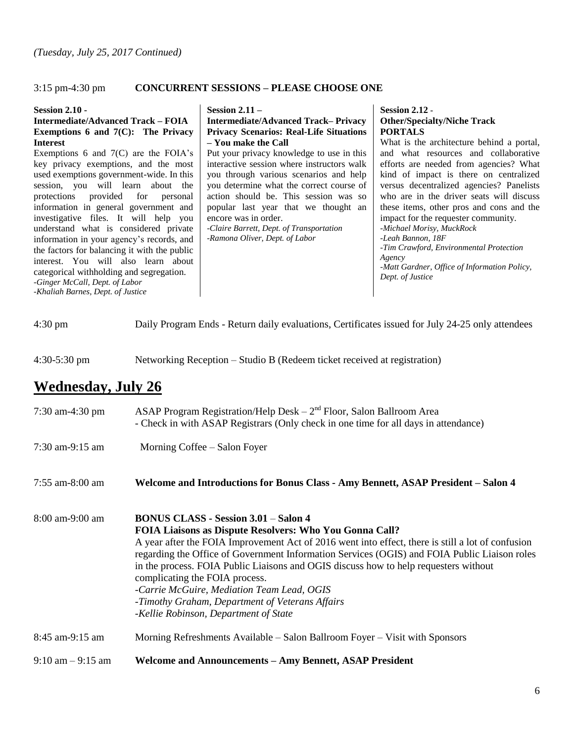*(Tuesday, July 25, 2017 Continued)*

3:15 pm-4:30 pm **CONCURRENT SESSIONS – PLEASE CHOOSE ONE**

**Session 2.10 -**
**Intermediate/Advanced Track – FOIA Exemptions 6 and 7(C): The Privacy Interest**

Exemptions 6 and 7(C) are the FOIA's key privacy exemptions, and the most used exemptions government-wide. In this session, you will learn about the protections provided for personal information in general government and investigative files. It will help you understand what is considered private information in your agency's records, and the factors for balancing it with the public interest. You will also learn about categorical withholding and segregation.

*-Ginger McCall, Dept. of Labor*
*-Khaliah Barnes, Dept. of Justice*

**Session 2.11 –**
**Intermediate/Advanced Track– Privacy Privacy Scenarios: Real-Life Situations – You make the Call**

Put your privacy knowledge to use in this interactive session where instructors walk you through various scenarios and help you determine what the correct course of action should be. This session was so popular last year that we thought an encore was in order.

*-Claire Barrett, Dept. of Transportation*
*-Ramona Oliver, Dept. of Labor*

**Session 2.12 -**
**Other/Specialty/Niche Track**
**PORTALS**

What is the architecture behind a portal, and what resources and collaborative efforts are needed from agencies? What kind of impact is there on centralized versus decentralized agencies? Panelists who are in the driver seats will discuss these items, other pros and cons and the impact for the requester community.

*-Michael Morisy, MuckRock*
*-Leah Bannon, 18F*
*-Tim Crawford, Environmental Protection Agency*
*-Matt Gardner, Office of Information Policy, Dept. of Justice*

4:30 pm Daily Program Ends - Return daily evaluations, Certificates issued for July 24-25 only attendees

4:30-5:30 pm Networking Reception – Studio B (Redeem ticket received at registration)

## Wednesday, July 26

7:30 am-4:30 pm ASAP Program Registration/Help Desk – 2nd Floor, Salon Ballroom Area
- Check in with ASAP Registrars (Only check in one time for all days in attendance)

7:30 am-9:15 am Morning Coffee – Salon Foyer

7:55 am-8:00 am **Welcome and Introductions for Bonus Class - Amy Bennett, ASAP President – Salon 4**

8:00 am-9:00 am **BONUS CLASS - Session 3.01 – Salon 4**
**FOIA Liaisons as Dispute Resolvers: Who You Gonna Call?**

A year after the FOIA Improvement Act of 2016 went into effect, there is still a lot of confusion regarding the Office of Government Information Services (OGIS) and FOIA Public Liaison roles in the process. FOIA Public Liaisons and OGIS discuss how to help requesters without complicating the FOIA process.

*-Carrie McGuire, Mediation Team Lead, OGIS*
*-Timothy Graham, Department of Veterans Affairs*
*-Kellie Robinson, Department of State*

8:45 am-9:15 am Morning Refreshments Available – Salon Ballroom Foyer – Visit with Sponsors

9:10 am – 9:15 am **Welcome and Announcements – Amy Bennett, ASAP President**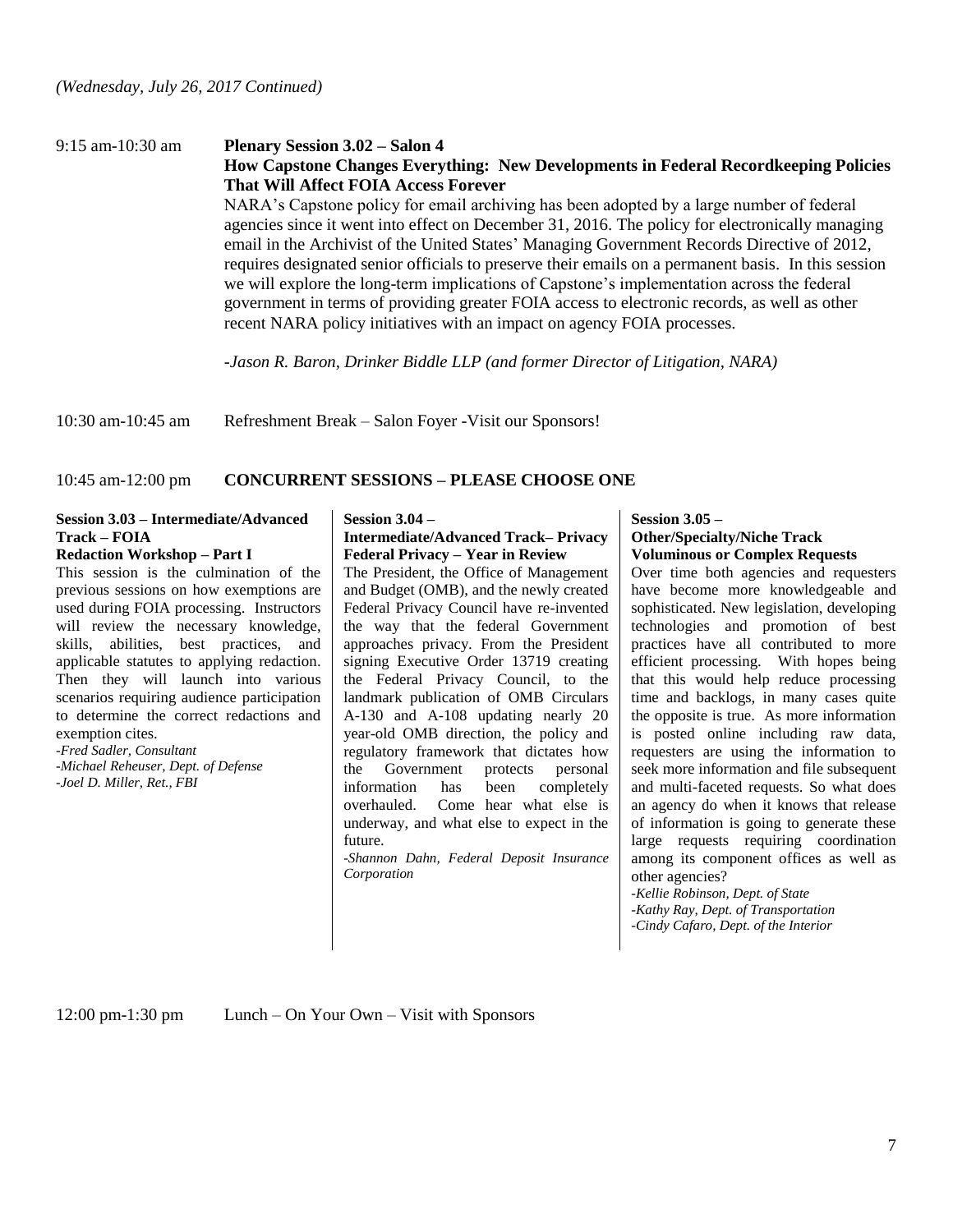*(Wednesday, July 26, 2017 Continued)*

9:15 am-10:30 am **Plenary Session 3.02 – Salon 4**

**How Capstone Changes Everything: New Developments in Federal Recordkeeping Policies That Will Affect FOIA Access Forever**

NARA's Capstone policy for email archiving has been adopted by a large number of federal agencies since it went into effect on December 31, 2016. The policy for electronically managing email in the Archivist of the United States' Managing Government Records Directive of 2012, requires designated senior officials to preserve their emails on a permanent basis. In this session we will explore the long-term implications of Capstone's implementation across the federal government in terms of providing greater FOIA access to electronic records, as well as other recent NARA policy initiatives with an impact on agency FOIA processes.

*-Jason R. Baron, Drinker Biddle LLP (and former Director of Litigation, NARA)*

10:30 am-10:45 am Refreshment Break – Salon Foyer -Visit our Sponsors!

10:45 am-12:00 pm **CONCURRENT SESSIONS – PLEASE CHOOSE ONE**

**Session 3.03 – Intermediate/Advanced Track – FOIA**
**Redaction Workshop – Part I**

This session is the culmination of the previous sessions on how exemptions are used during FOIA processing. Instructors will review the necessary knowledge, skills, abilities, best practices, and applicable statutes to applying redaction. Then they will launch into various scenarios requiring audience participation to determine the correct redactions and exemption cites.

*-Fred Sadler, Consultant*
*-Michael Reheuser, Dept. of Defense*
*-Joel D. Miller, Ret., FBI*

**Session 3.04 –**
**Intermediate/Advanced Track– Privacy**
**Federal Privacy – Year in Review**

The President, the Office of Management and Budget (OMB), and the newly created Federal Privacy Council have re-invented the way that the federal Government approaches privacy. From the President signing Executive Order 13719 creating the Federal Privacy Council, to the landmark publication of OMB Circulars A-130 and A-108 updating nearly 20 year-old OMB direction, the policy and regulatory framework that dictates how the Government protects personal information has been completely overhauled. Come hear what else is underway, and what else to expect in the future.

*-Shannon Dahn, Federal Deposit Insurance Corporation*

**Session 3.05 –**
**Other/Specialty/Niche Track**
**Voluminous or Complex Requests**

Over time both agencies and requesters have become more knowledgeable and sophisticated. New legislation, developing technologies and promotion of best practices have all contributed to more efficient processing. With hopes being that this would help reduce processing time and backlogs, in many cases quite the opposite is true. As more information is posted online including raw data, requesters are using the information to seek more information and file subsequent and multi-faceted requests. So what does an agency do when it knows that release of information is going to generate these large requests requiring coordination among its component offices as well as other agencies?

*-Kellie Robinson, Dept. of State*
*-Kathy Ray, Dept. of Transportation*
*-Cindy Cafaro, Dept. of the Interior*

12:00 pm-1:30 pm Lunch – On Your Own – Visit with Sponsors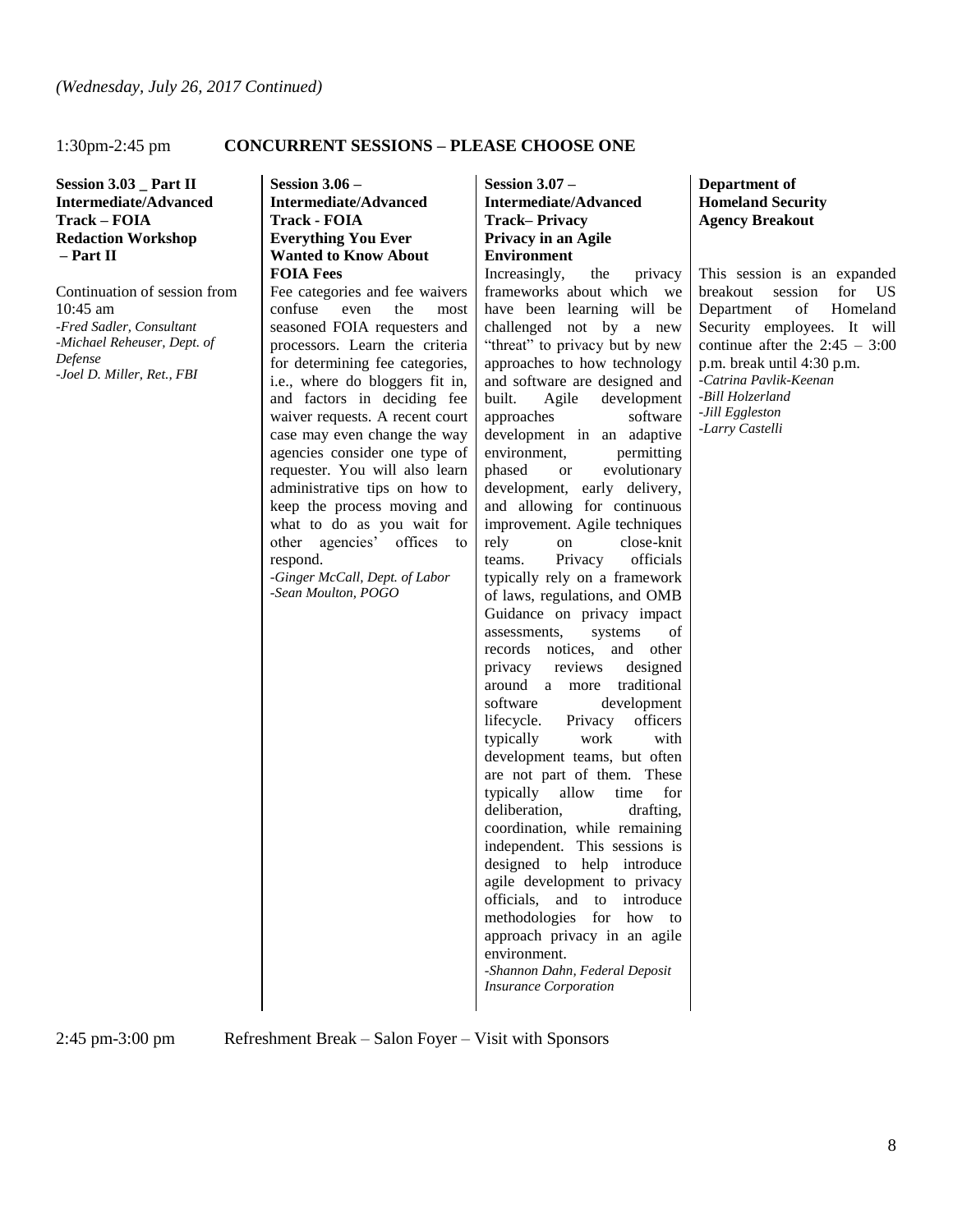*(Wednesday, July 26, 2017 Continued)*

**1:30pm-2:45 pm CONCURRENT SESSIONS – PLEASE CHOOSE ONE**

**Session 3.03 _ Part II Intermediate/Advanced Track – FOIA Redaction Workshop – Part II**

Continuation of session from 10:45 am

*-Fred Sadler, Consultant*
*-Michael Reheuser, Dept. of Defense*
*-Joel D. Miller, Ret., FBI*

**Session 3.06 – Intermediate/Advanced Track - FOIA Everything You Ever Wanted to Know About FOIA Fees**

Fee categories and fee waivers confuse even the most seasoned FOIA requesters and processors. Learn the criteria for determining fee categories, i.e., where do bloggers fit in, and factors in deciding fee waiver requests. A recent court case may even change the way agencies consider one type of requester. You will also learn administrative tips on how to keep the process moving and what to do as you wait for other agencies' offices to respond.

*-Ginger McCall, Dept. of Labor*
*-Sean Moulton, POGO*

**Session 3.07 – Intermediate/Advanced Track– Privacy Privacy in an Agile Environment**

Increasingly, the privacy frameworks about which we have been learning will be challenged not by a new "threat" to privacy but by new approaches to how technology and software are designed and built. Agile development approaches software development in an adaptive environment, permitting phased or evolutionary development, early delivery, and allowing for continuous improvement. Agile techniques rely on close-knit teams. Privacy officials typically rely on a framework of laws, regulations, and OMB Guidance on privacy impact assessments, systems of records notices, and other privacy reviews designed around a more traditional software development lifecycle. Privacy officers typically work with development teams, but often are not part of them. These typically allow time for deliberation, drafting, coordination, while remaining independent. This sessions is designed to help introduce agile development to privacy officials, and to introduce methodologies for how to approach privacy in an agile environment.

*-Shannon Dahn, Federal Deposit Insurance Corporation*

**Department of Homeland Security Agency Breakout**

This session is an expanded breakout session for US Department of Homeland Security employees. It will continue after the 2:45 – 3:00 p.m. break until 4:30 p.m.

*-Catrina Pavlik-Keenan*
*-Bill Holzerland*
*-Jill Eggleston*
*-Larry Castelli*

2:45 pm-3:00 pm Refreshment Break – Salon Foyer – Visit with Sponsors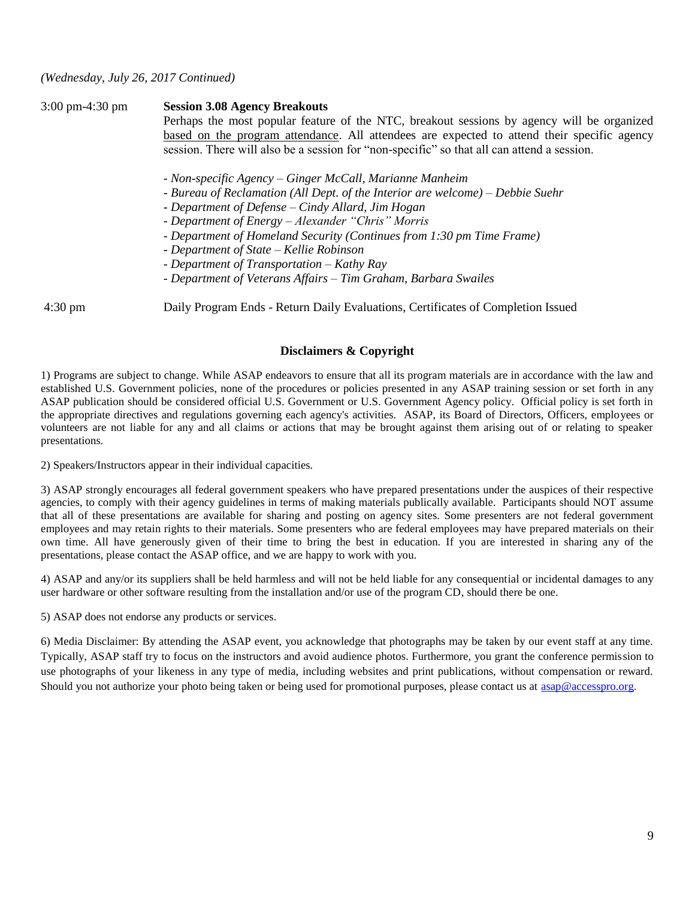*(Wednesday, July 26, 2017 Continued)*

3:00 pm-4:30 pm **Session 3.08 Agency Breakouts**

Perhaps the most popular feature of the NTC, breakout sessions by agency will be organized based on the program attendance. All attendees are expected to attend their specific agency session. There will also be a session for "non-specific" so that all can attend a session.

- *Non-specific Agency – Ginger McCall, Marianne Manheim*
- *Bureau of Reclamation (All Dept. of the Interior are welcome) – Debbie Suehr*
- *Department of Defense – Cindy Allard, Jim Hogan*
- *Department of Energy – Alexander "Chris" Morris*
- *Department of Homeland Security (Continues from 1:30 pm Time Frame)*
- *Department of State – Kellie Robinson*
- *Department of Transportation – Kathy Ray*
- *Department of Veterans Affairs – Tim Graham, Barbara Swailes*

4:30 pm Daily Program Ends - Return Daily Evaluations, Certificates of Completion Issued

## Disclaimers & Copyright

1) Programs are subject to change. While ASAP endeavors to ensure that all its program materials are in accordance with the law and established U.S. Government policies, none of the procedures or policies presented in any ASAP training session or set forth in any ASAP publication should be considered official U.S. Government or U.S. Government Agency policy. Official policy is set forth in the appropriate directives and regulations governing each agency's activities. ASAP, its Board of Directors, Officers, employees or volunteers are not liable for any and all claims or actions that may be brought against them arising out of or relating to speaker presentations.

2) Speakers/Instructors appear in their individual capacities.

3) ASAP strongly encourages all federal government speakers who have prepared presentations under the auspices of their respective agencies, to comply with their agency guidelines in terms of making materials publically available. Participants should NOT assume that all of these presentations are available for sharing and posting on agency sites. Some presenters are not federal government employees and may retain rights to their materials. Some presenters who are federal employees may have prepared materials on their own time. All have generously given of their time to bring the best in education. If you are interested in sharing any of the presentations, please contact the ASAP office, and we are happy to work with you.

4) ASAP and any/or its suppliers shall be held harmless and will not be held liable for any consequential or incidental damages to any user hardware or other software resulting from the installation and/or use of the program CD, should there be one.

5) ASAP does not endorse any products or services.

6) Media Disclaimer: By attending the ASAP event, you acknowledge that photographs may be taken by our event staff at any time. Typically, ASAP staff try to focus on the instructors and avoid audience photos. Furthermore, you grant the conference permission to use photographs of your likeness in any type of media, including websites and print publications, without compensation or reward. Should you not authorize your photo being taken or being used for promotional purposes, please contact us at asap@accesspro.org.